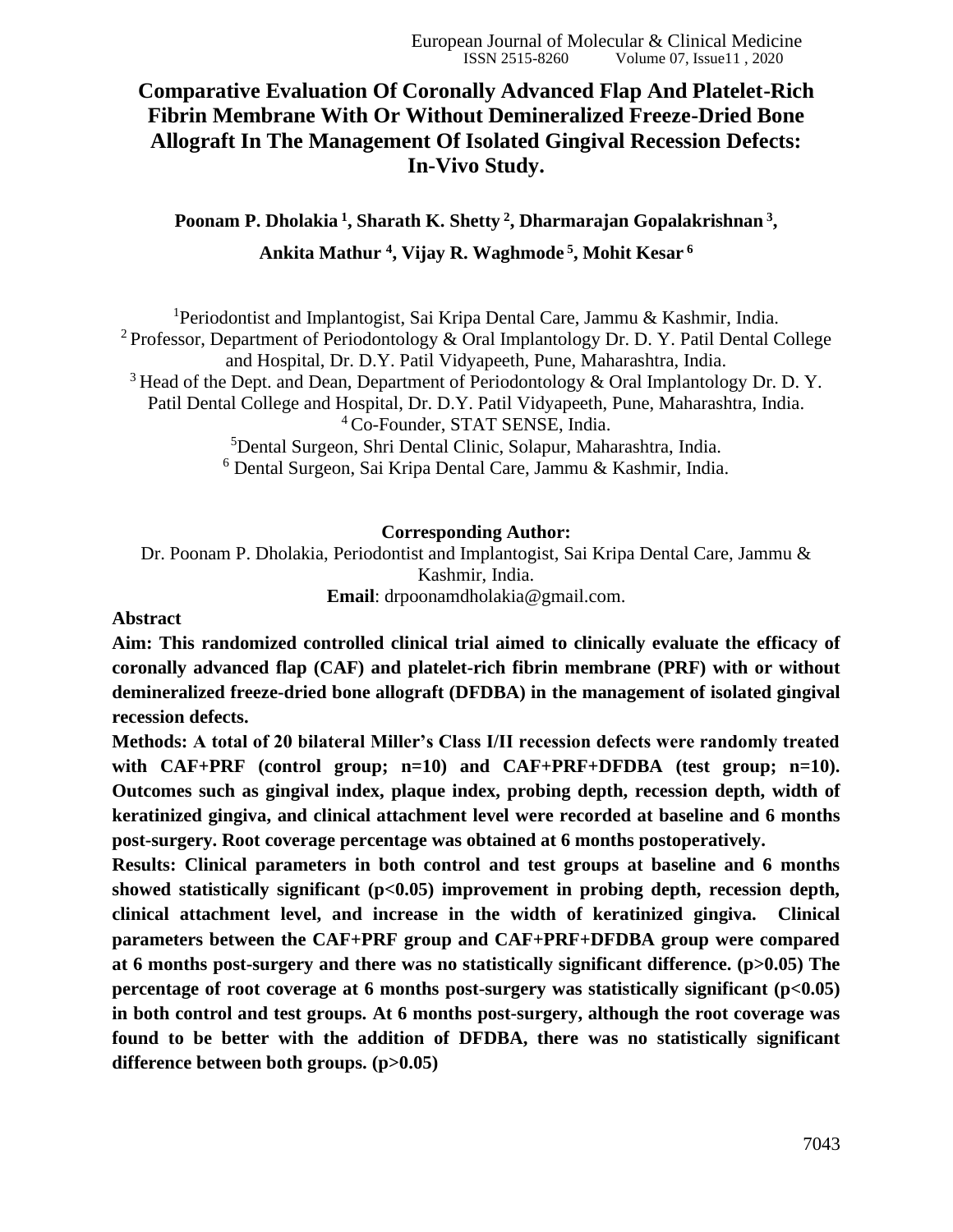# Comparative Evaluation Of Coronally Advanced Flap And Platelet-Rich Fibrin Membrane With Or Without Demineralized Freeze-Dried Bone Allograft In The Management Of Isolated Gingival Recession Defects: In-Vivo Study.

**Poonam P. Dholakia [1], Sharath K. Shetty [2], Dharmarajan Gopalakrishnan [3], Ankita Mathur [4], Vijay R. Waghmode [5], Mohit Kesar [6]**

[1]Periodontist and Implantogist, Sai Kripa Dental Care, Jammu & Kashmir, India.
[2] Professor, Department of Periodontology & Oral Implantology Dr. D. Y. Patil Dental College and Hospital, Dr. D.Y. Patil Vidyapeeth, Pune, Maharashtra, India.
[3] Head of the Dept. and Dean, Department of Periodontology & Oral Implantology Dr. D. Y. Patil Dental College and Hospital, Dr. D.Y. Patil Vidyapeeth, Pune, Maharashtra, India.
[4] Co-Founder, STAT SENSE, India.
[5]Dental Surgeon, Shri Dental Clinic, Solapur, Maharashtra, India.
[6] Dental Surgeon, Sai Kripa Dental Care, Jammu & Kashmir, India.

**Corresponding Author:**
Dr. Poonam P. Dholakia, Periodontist and Implantogist, Sai Kripa Dental Care, Jammu & Kashmir, India.
**Email**: drpoonamdholakia@gmail.com.

## Abstract

**Aim: This randomized controlled clinical trial aimed to clinically evaluate the efficacy of coronally advanced flap (CAF) and platelet-rich fibrin membrane (PRF) with or without demineralized freeze-dried bone allograft (DFDBA) in the management of isolated gingival recession defects.**

**Methods: A total of 20 bilateral Miller's Class I/II recession defects were randomly treated with CAF+PRF (control group; n=10) and CAF+PRF+DFDBA (test group; n=10). Outcomes such as gingival index, plaque index, probing depth, recession depth, width of keratinized gingiva, and clinical attachment level were recorded at baseline and 6 months post-surgery. Root coverage percentage was obtained at 6 months postoperatively.**

**Results: Clinical parameters in both control and test groups at baseline and 6 months showed statistically significant ($p<0.05$) improvement in probing depth, recession depth, clinical attachment level, and increase in the width of keratinized gingiva. Clinical parameters between the CAF+PRF group and CAF+PRF+DFDBA group were compared at 6 months post-surgery and there was no statistically significant difference. ($p>0.05$) The percentage of root coverage at 6 months post-surgery was statistically significant ($p<0.05$) in both control and test groups. At 6 months post-surgery, although the root coverage was found to be better with the addition of DFDBA, there was no statistically significant difference between both groups. ($p>0.05$)**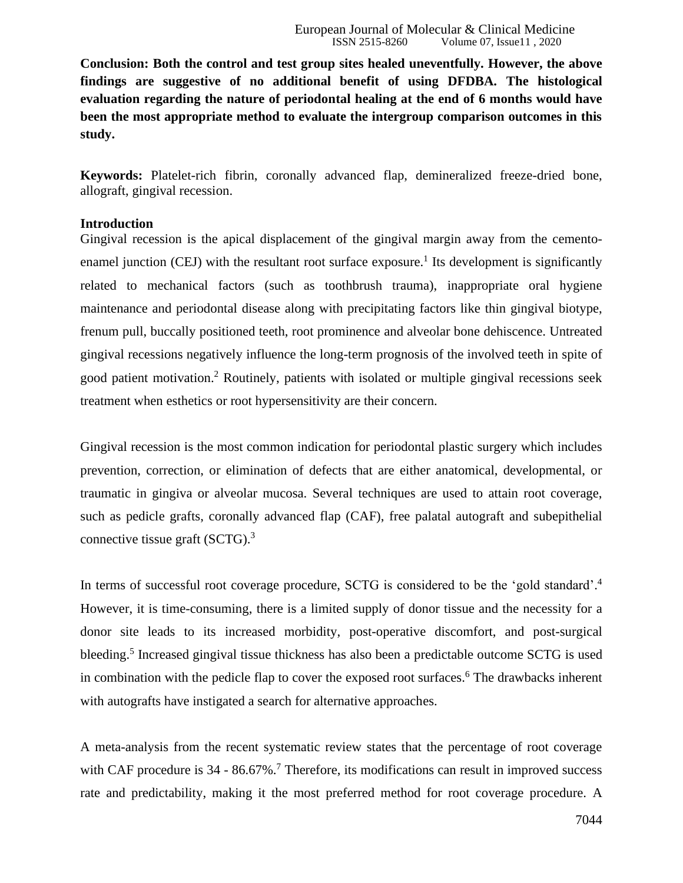**Conclusion: Both the control and test group sites healed uneventfully. However, the above findings are suggestive of no additional benefit of using DFDBA. The histological evaluation regarding the nature of periodontal healing at the end of 6 months would have been the most appropriate method to evaluate the intergroup comparison outcomes in this study.**

**Keywords:** Platelet-rich fibrin, coronally advanced flap, demineralized freeze-dried bone, allograft, gingival recession.

## Introduction

Gingival recession is the apical displacement of the gingival margin away from the cemento-enamel junction (CEJ) with the resultant root surface exposure.[1] Its development is significantly related to mechanical factors (such as toothbrush trauma), inappropriate oral hygiene maintenance and periodontal disease along with precipitating factors like thin gingival biotype, frenum pull, buccally positioned teeth, root prominence and alveolar bone dehiscence. Untreated gingival recessions negatively influence the long-term prognosis of the involved teeth in spite of good patient motivation.[2] Routinely, patients with isolated or multiple gingival recessions seek treatment when esthetics or root hypersensitivity are their concern.

Gingival recession is the most common indication for periodontal plastic surgery which includes prevention, correction, or elimination of defects that are either anatomical, developmental, or traumatic in gingiva or alveolar mucosa. Several techniques are used to attain root coverage, such as pedicle grafts, coronally advanced flap (CAF), free palatal autograft and subepithelial connective tissue graft (SCTG).[3]

In terms of successful root coverage procedure, SCTG is considered to be the 'gold standard'.[4] However, it is time-consuming, there is a limited supply of donor tissue and the necessity for a donor site leads to its increased morbidity, post-operative discomfort, and post-surgical bleeding.[5] Increased gingival tissue thickness has also been a predictable outcome SCTG is used in combination with the pedicle flap to cover the exposed root surfaces.[6] The drawbacks inherent with autografts have instigated a search for alternative approaches.

A meta-analysis from the recent systematic review states that the percentage of root coverage with CAF procedure is 34 - 86.67%.[7] Therefore, its modifications can result in improved success rate and predictability, making it the most preferred method for root coverage procedure. A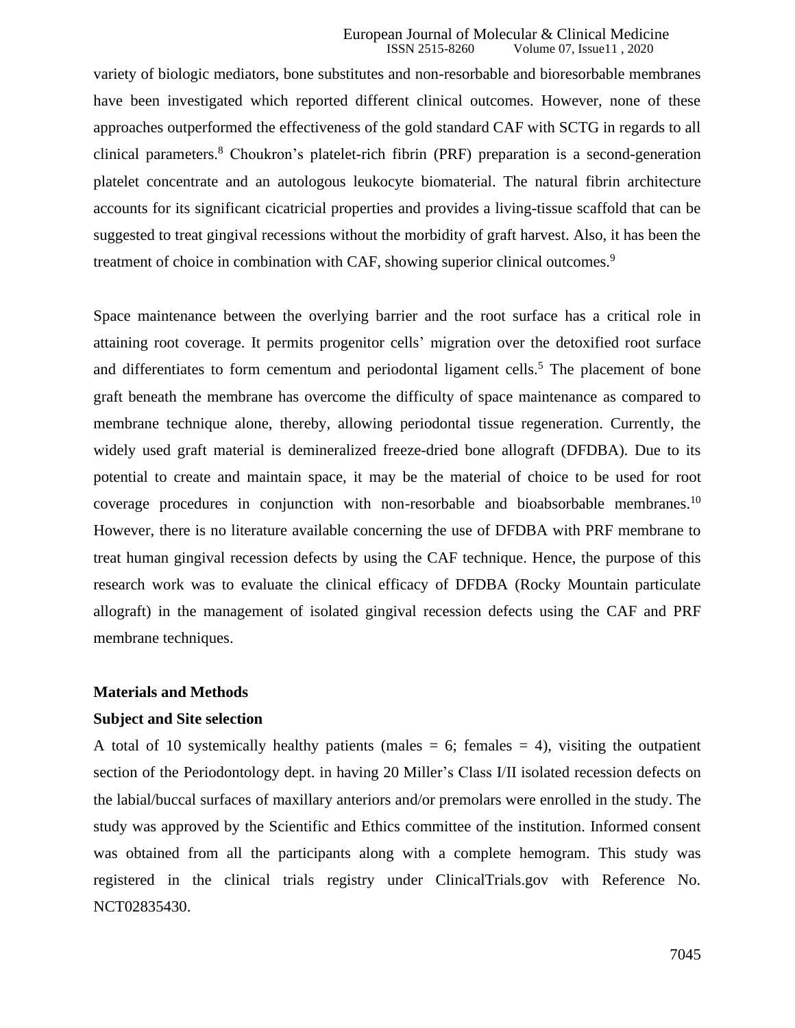variety of biologic mediators, bone substitutes and non-resorbable and bioresorbable membranes have been investigated which reported different clinical outcomes. However, none of these approaches outperformed the effectiveness of the gold standard CAF with SCTG in regards to all clinical parameters.[8] Choukron's platelet-rich fibrin (PRF) preparation is a second-generation platelet concentrate and an autologous leukocyte biomaterial. The natural fibrin architecture accounts for its significant cicatricial properties and provides a living-tissue scaffold that can be suggested to treat gingival recessions without the morbidity of graft harvest. Also, it has been the treatment of choice in combination with CAF, showing superior clinical outcomes.[9]

Space maintenance between the overlying barrier and the root surface has a critical role in attaining root coverage. It permits progenitor cells' migration over the detoxified root surface and differentiates to form cementum and periodontal ligament cells.[5] The placement of bone graft beneath the membrane has overcome the difficulty of space maintenance as compared to membrane technique alone, thereby, allowing periodontal tissue regeneration. Currently, the widely used graft material is demineralized freeze-dried bone allograft (DFDBA). Due to its potential to create and maintain space, it may be the material of choice to be used for root coverage procedures in conjunction with non-resorbable and bioabsorbable membranes.[10] However, there is no literature available concerning the use of DFDBA with PRF membrane to treat human gingival recession defects by using the CAF technique. Hence, the purpose of this research work was to evaluate the clinical efficacy of DFDBA (Rocky Mountain particulate allograft) in the management of isolated gingival recession defects using the CAF and PRF membrane techniques.

## Materials and Methods

### Subject and Site selection

A total of 10 systemically healthy patients (males = 6; females = 4), visiting the outpatient section of the Periodontology dept. in having 20 Miller's Class I/II isolated recession defects on the labial/buccal surfaces of maxillary anteriors and/or premolars were enrolled in the study. The study was approved by the Scientific and Ethics committee of the institution. Informed consent was obtained from all the participants along with a complete hemogram. This study was registered in the clinical trials registry under ClinicalTrials.gov with Reference No. NCT02835430.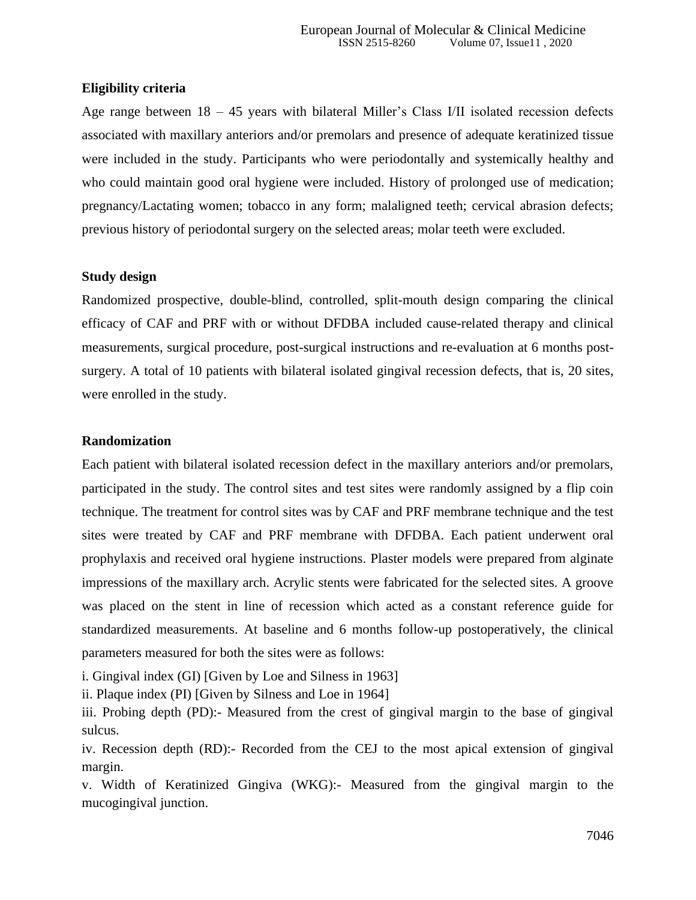**Eligibility criteria**

Age range between 18 – 45 years with bilateral Miller's Class I/II isolated recession defects associated with maxillary anteriors and/or premolars and presence of adequate keratinized tissue were included in the study. Participants who were periodontally and systemically healthy and who could maintain good oral hygiene were included. History of prolonged use of medication; pregnancy/Lactating women; tobacco in any form; malaligned teeth; cervical abrasion defects; previous history of periodontal surgery on the selected areas; molar teeth were excluded.

**Study design**

Randomized prospective, double-blind, controlled, split-mouth design comparing the clinical efficacy of CAF and PRF with or without DFDBA included cause-related therapy and clinical measurements, surgical procedure, post-surgical instructions and re-evaluation at 6 months post-surgery. A total of 10 patients with bilateral isolated gingival recession defects, that is, 20 sites, were enrolled in the study.

**Randomization**

Each patient with bilateral isolated recession defect in the maxillary anteriors and/or premolars, participated in the study. The control sites and test sites were randomly assigned by a flip coin technique. The treatment for control sites was by CAF and PRF membrane technique and the test sites were treated by CAF and PRF membrane with DFDBA. Each patient underwent oral prophylaxis and received oral hygiene instructions. Plaster models were prepared from alginate impressions of the maxillary arch. Acrylic stents were fabricated for the selected sites. A groove was placed on the stent in line of recession which acted as a constant reference guide for standardized measurements. At baseline and 6 months follow-up postoperatively, the clinical parameters measured for both the sites were as follows:

i. Gingival index (GI) [Given by Loe and Silness in 1963]

ii. Plaque index (PI) [Given by Silness and Loe in 1964]

iii. Probing depth (PD):- Measured from the crest of gingival margin to the base of gingival sulcus.

iv. Recession depth (RD):- Recorded from the CEJ to the most apical extension of gingival margin.

v. Width of Keratinized Gingiva (WKG):- Measured from the gingival margin to the mucogingival junction.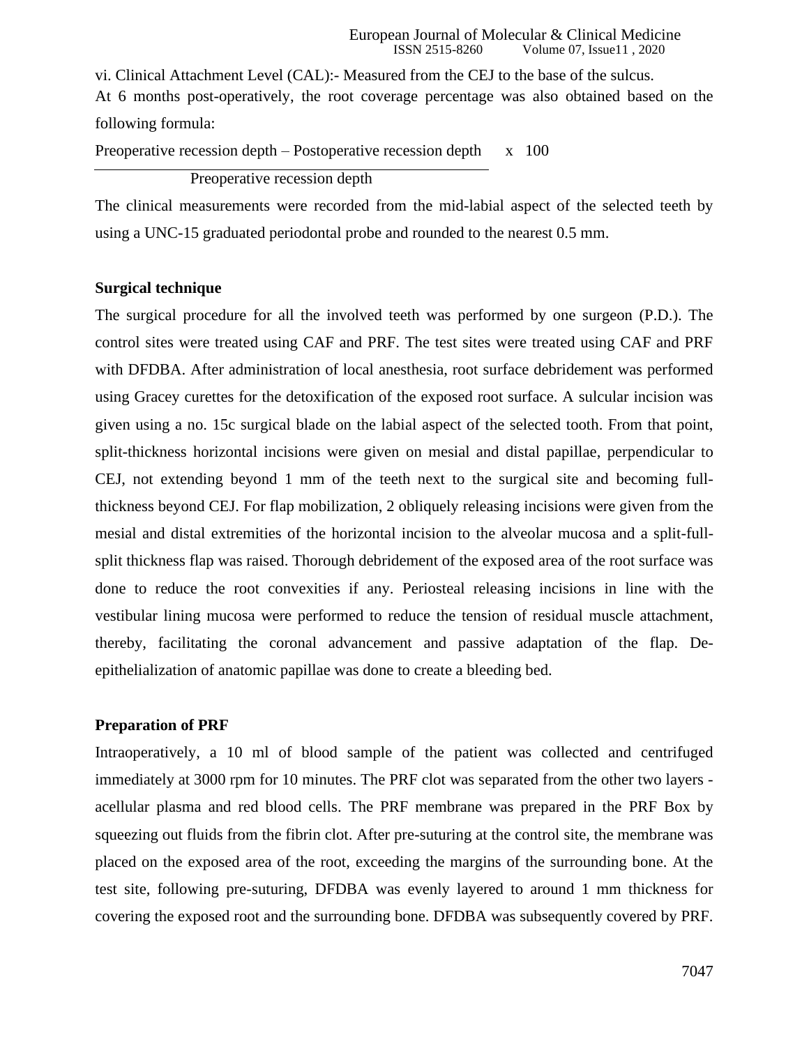vi. Clinical Attachment Level (CAL):- Measured from the CEJ to the base of the sulcus.

At 6 months post-operatively, the root coverage percentage was also obtained based on the following formula:

$$\frac{\text{Preoperative recession depth} - \text{Postoperative recession depth}}{\text{Preoperative recession depth}} \times 100$$

The clinical measurements were recorded from the mid-labial aspect of the selected teeth by using a UNC-15 graduated periodontal probe and rounded to the nearest 0.5 mm.

**Surgical technique**

The surgical procedure for all the involved teeth was performed by one surgeon (P.D.). The control sites were treated using CAF and PRF. The test sites were treated using CAF and PRF with DFDBA. After administration of local anesthesia, root surface debridement was performed using Gracey curettes for the detoxification of the exposed root surface. A sulcular incision was given using a no. 15c surgical blade on the labial aspect of the selected tooth. From that point, split-thickness horizontal incisions were given on mesial and distal papillae, perpendicular to CEJ, not extending beyond 1 mm of the teeth next to the surgical site and becoming full-thickness beyond CEJ. For flap mobilization, 2 obliquely releasing incisions were given from the mesial and distal extremities of the horizontal incision to the alveolar mucosa and a split-full-split thickness flap was raised. Thorough debridement of the exposed area of the root surface was done to reduce the root convexities if any. Periosteal releasing incisions in line with the vestibular lining mucosa were performed to reduce the tension of residual muscle attachment, thereby, facilitating the coronal advancement and passive adaptation of the flap. De-epithelialization of anatomic papillae was done to create a bleeding bed.

**Preparation of PRF**

Intraoperatively, a 10 ml of blood sample of the patient was collected and centrifuged immediately at 3000 rpm for 10 minutes. The PRF clot was separated from the other two layers - acellular plasma and red blood cells. The PRF membrane was prepared in the PRF Box by squeezing out fluids from the fibrin clot. After pre-suturing at the control site, the membrane was placed on the exposed area of the root, exceeding the margins of the surrounding bone. At the test site, following pre-suturing, DFDBA was evenly layered to around 1 mm thickness for covering the exposed root and the surrounding bone. DFDBA was subsequently covered by PRF.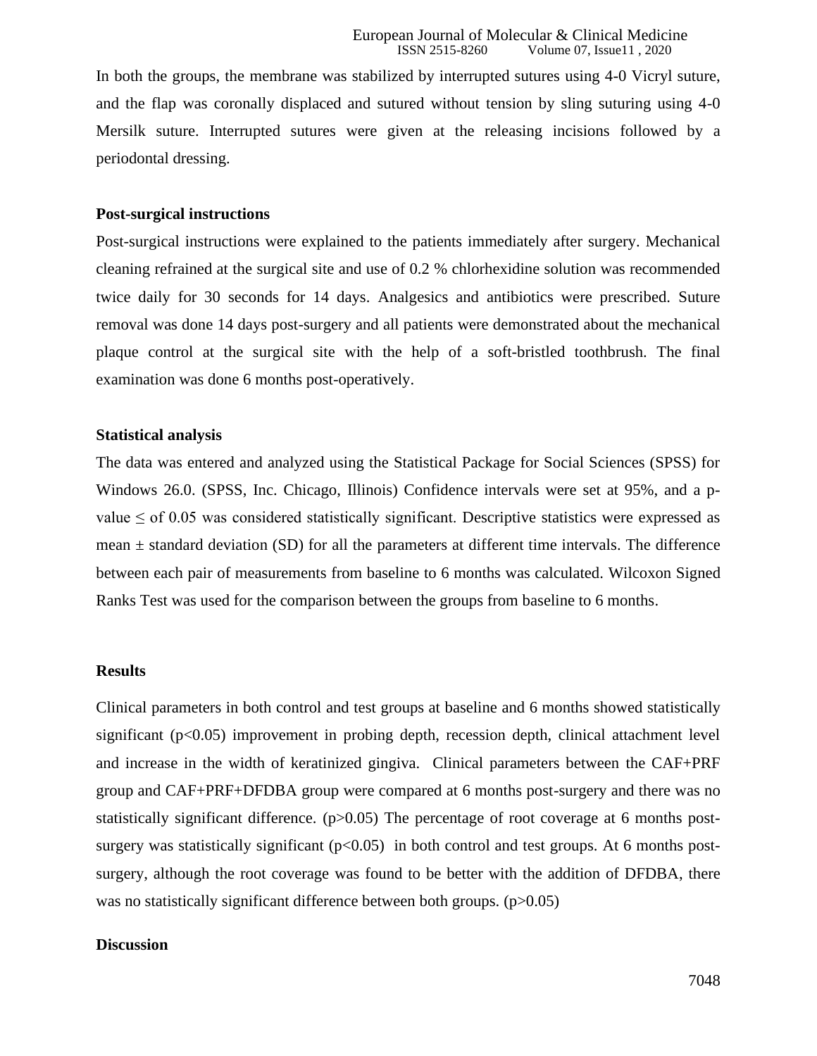In both the groups, the membrane was stabilized by interrupted sutures using 4-0 Vicryl suture, and the flap was coronally displaced and sutured without tension by sling suturing using 4-0 Mersilk suture. Interrupted sutures were given at the releasing incisions followed by a periodontal dressing.

**Post-surgical instructions**

Post-surgical instructions were explained to the patients immediately after surgery. Mechanical cleaning refrained at the surgical site and use of 0.2 % chlorhexidine solution was recommended twice daily for 30 seconds for 14 days. Analgesics and antibiotics were prescribed. Suture removal was done 14 days post-surgery and all patients were demonstrated about the mechanical plaque control at the surgical site with the help of a soft-bristled toothbrush. The final examination was done 6 months post-operatively.

**Statistical analysis**

The data was entered and analyzed using the Statistical Package for Social Sciences (SPSS) for Windows 26.0. (SPSS, Inc. Chicago, Illinois) Confidence intervals were set at 95%, and a p-value $\leq$ of 0.05 was considered statistically significant. Descriptive statistics were expressed as mean $\pm$ standard deviation (SD) for all the parameters at different time intervals. The difference between each pair of measurements from baseline to 6 months was calculated. Wilcoxon Signed Ranks Test was used for the comparison between the groups from baseline to 6 months.

**Results**

Clinical parameters in both control and test groups at baseline and 6 months showed statistically significant ($p<0.05$) improvement in probing depth, recession depth, clinical attachment level and increase in the width of keratinized gingiva. Clinical parameters between the CAF+PRF group and CAF+PRF+DFDBA group were compared at 6 months post-surgery and there was no statistically significant difference. ($p>0.05$) The percentage of root coverage at 6 months post-surgery was statistically significant ($p<0.05$) in both control and test groups. At 6 months post-surgery, although the root coverage was found to be better with the addition of DFDBA, there was no statistically significant difference between both groups. ($p>0.05$)

**Discussion**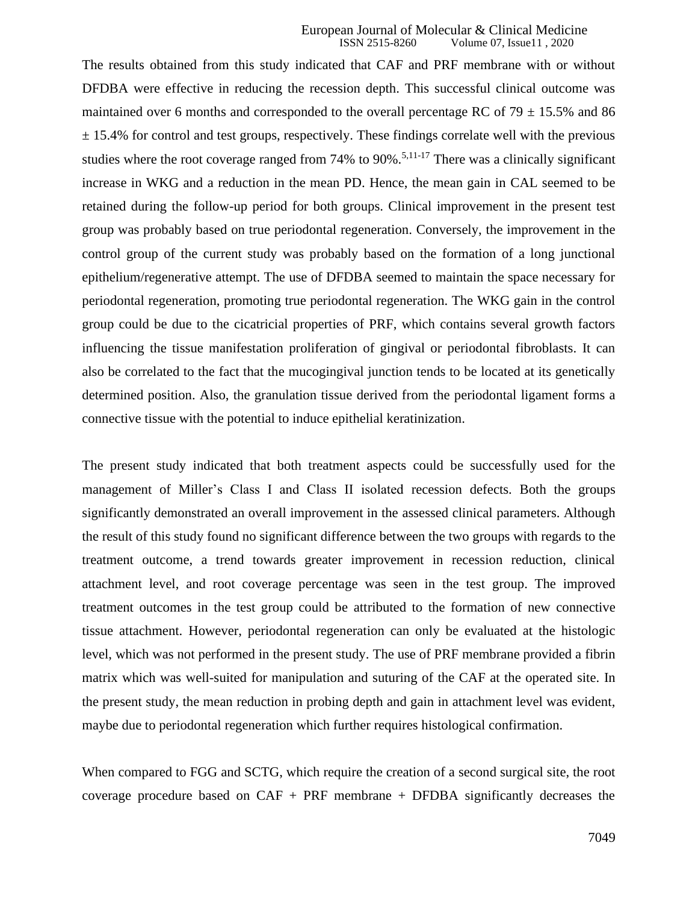The results obtained from this study indicated that CAF and PRF membrane with or without DFDBA were effective in reducing the recession depth. This successful clinical outcome was maintained over 6 months and corresponded to the overall percentage RC of 79 ± 15.5% and 86 ± 15.4% for control and test groups, respectively. These findings correlate well with the previous studies where the root coverage ranged from 74% to 90%.[5,11-17] There was a clinically significant increase in WKG and a reduction in the mean PD. Hence, the mean gain in CAL seemed to be retained during the follow-up period for both groups. Clinical improvement in the present test group was probably based on true periodontal regeneration. Conversely, the improvement in the control group of the current study was probably based on the formation of a long junctional epithelium/regenerative attempt. The use of DFDBA seemed to maintain the space necessary for periodontal regeneration, promoting true periodontal regeneration. The WKG gain in the control group could be due to the cicatricial properties of PRF, which contains several growth factors influencing the tissue manifestation proliferation of gingival or periodontal fibroblasts. It can also be correlated to the fact that the mucogingival junction tends to be located at its genetically determined position. Also, the granulation tissue derived from the periodontal ligament forms a connective tissue with the potential to induce epithelial keratinization.

The present study indicated that both treatment aspects could be successfully used for the management of Miller's Class I and Class II isolated recession defects. Both the groups significantly demonstrated an overall improvement in the assessed clinical parameters. Although the result of this study found no significant difference between the two groups with regards to the treatment outcome, a trend towards greater improvement in recession reduction, clinical attachment level, and root coverage percentage was seen in the test group. The improved treatment outcomes in the test group could be attributed to the formation of new connective tissue attachment. However, periodontal regeneration can only be evaluated at the histologic level, which was not performed in the present study. The use of PRF membrane provided a fibrin matrix which was well-suited for manipulation and suturing of the CAF at the operated site. In the present study, the mean reduction in probing depth and gain in attachment level was evident, maybe due to periodontal regeneration which further requires histological confirmation.

When compared to FGG and SCTG, which require the creation of a second surgical site, the root coverage procedure based on CAF + PRF membrane + DFDBA significantly decreases the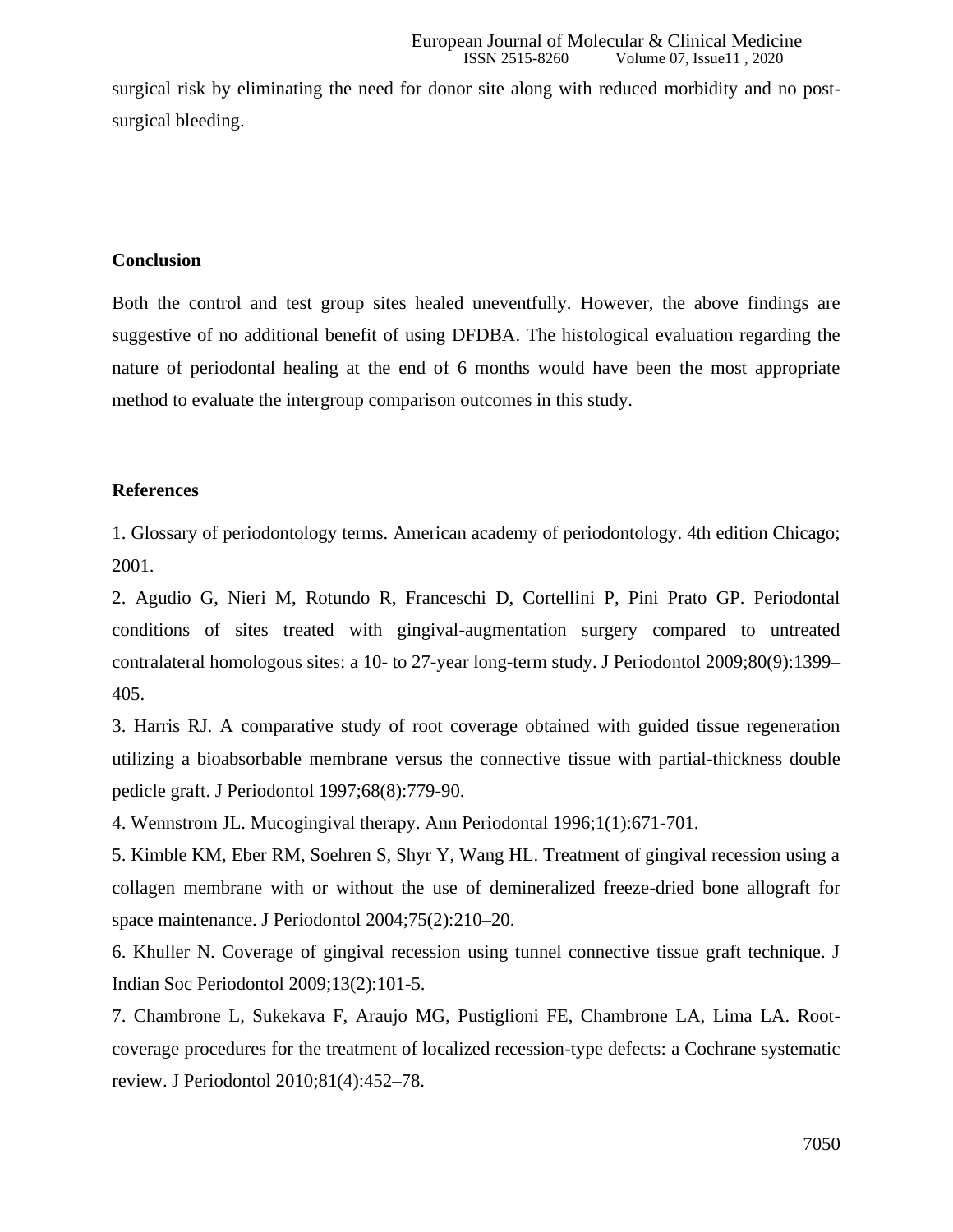surgical risk by eliminating the need for donor site along with reduced morbidity and no post-surgical bleeding.

## Conclusion

Both the control and test group sites healed uneventfully. However, the above findings are suggestive of no additional benefit of using DFDBA. The histological evaluation regarding the nature of periodontal healing at the end of 6 months would have been the most appropriate method to evaluate the intergroup comparison outcomes in this study.

## References

1. Glossary of periodontology terms. American academy of periodontology. 4th edition Chicago; 2001.
2. Agudio G, Nieri M, Rotundo R, Franceschi D, Cortellini P, Pini Prato GP. Periodontal conditions of sites treated with gingival-augmentation surgery compared to untreated contralateral homologous sites: a 10- to 27-year long-term study. J Periodontol 2009;80(9):1399–405.
3. Harris RJ. A comparative study of root coverage obtained with guided tissue regeneration utilizing a bioabsorbable membrane versus the connective tissue with partial-thickness double pedicle graft. J Periodontol 1997;68(8):779-90.
4. Wennstrom JL. Mucogingival therapy. Ann Periodontal 1996;1(1):671-701.
5. Kimble KM, Eber RM, Soehren S, Shyr Y, Wang HL. Treatment of gingival recession using a collagen membrane with or without the use of demineralized freeze-dried bone allograft for space maintenance. J Periodontol 2004;75(2):210–20.
6. Khuller N. Coverage of gingival recession using tunnel connective tissue graft technique. J Indian Soc Periodontol 2009;13(2):101-5.
7. Chambrone L, Sukekava F, Araujo MG, Pustiglioni FE, Chambrone LA, Lima LA. Root-coverage procedures for the treatment of localized recession-type defects: a Cochrane systematic review. J Periodontol 2010;81(4):452–78.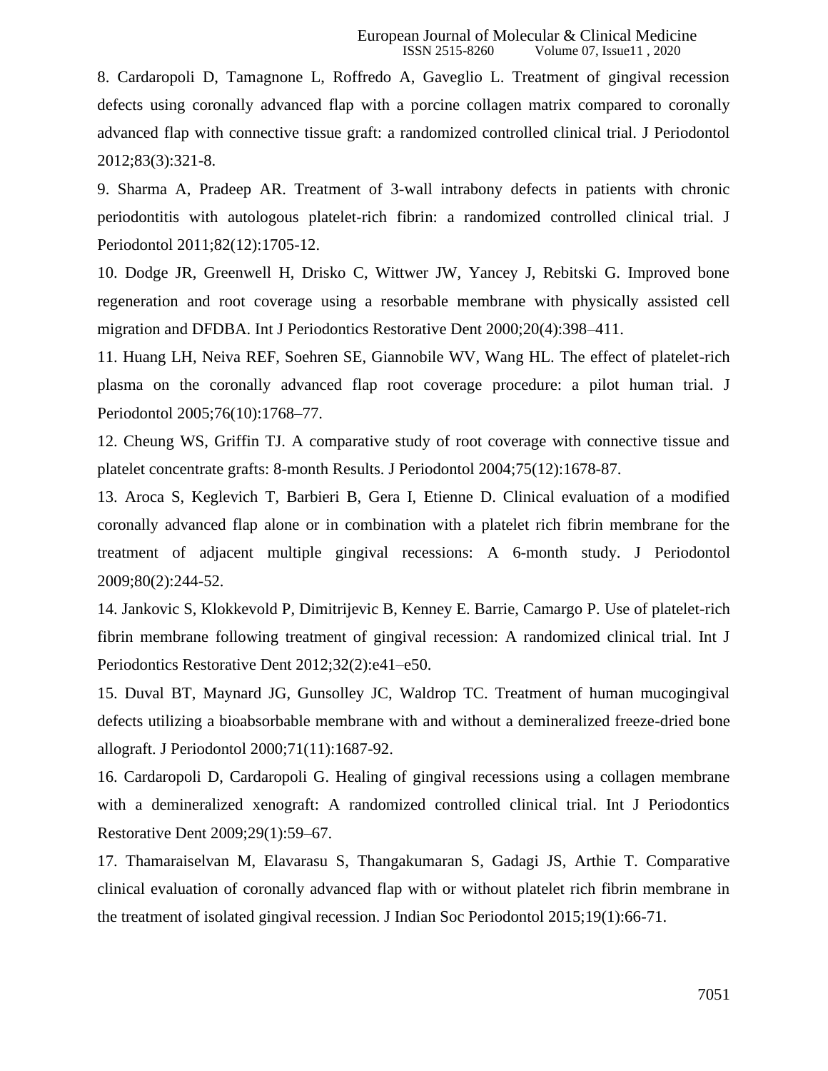8. Cardaropoli D, Tamagnone L, Roffredo A, Gaveglio L. Treatment of gingival recession defects using coronally advanced flap with a porcine collagen matrix compared to coronally advanced flap with connective tissue graft: a randomized controlled clinical trial. J Periodontol 2012;83(3):321-8.

9. Sharma A, Pradeep AR. Treatment of 3-wall intrabony defects in patients with chronic periodontitis with autologous platelet-rich fibrin: a randomized controlled clinical trial. J Periodontol 2011;82(12):1705-12.

10. Dodge JR, Greenwell H, Drisko C, Wittwer JW, Yancey J, Rebitski G. Improved bone regeneration and root coverage using a resorbable membrane with physically assisted cell migration and DFDBA. Int J Periodontics Restorative Dent 2000;20(4):398–411.

11. Huang LH, Neiva REF, Soehren SE, Giannobile WV, Wang HL. The effect of platelet-rich plasma on the coronally advanced flap root coverage procedure: a pilot human trial. J Periodontol 2005;76(10):1768–77.

12. Cheung WS, Griffin TJ. A comparative study of root coverage with connective tissue and platelet concentrate grafts: 8-month Results. J Periodontol 2004;75(12):1678-87.

13. Aroca S, Keglevich T, Barbieri B, Gera I, Etienne D. Clinical evaluation of a modified coronally advanced flap alone or in combination with a platelet rich fibrin membrane for the treatment of adjacent multiple gingival recessions: A 6-month study. J Periodontol 2009;80(2):244-52.

14. Jankovic S, Klokkevold P, Dimitrijevic B, Kenney E. Barrie, Camargo P. Use of platelet-rich fibrin membrane following treatment of gingival recession: A randomized clinical trial. Int J Periodontics Restorative Dent 2012;32(2):e41–e50.

15. Duval BT, Maynard JG, Gunsolley JC, Waldrop TC. Treatment of human mucogingival defects utilizing a bioabsorbable membrane with and without a demineralized freeze-dried bone allograft. J Periodontol 2000;71(11):1687-92.

16. Cardaropoli D, Cardaropoli G. Healing of gingival recessions using a collagen membrane with a demineralized xenograft: A randomized controlled clinical trial. Int J Periodontics Restorative Dent 2009;29(1):59–67.

17. Thamaraiselvan M, Elavarasu S, Thangakumaran S, Gadagi JS, Arthie T. Comparative clinical evaluation of coronally advanced flap with or without platelet rich fibrin membrane in the treatment of isolated gingival recession. J Indian Soc Periodontol 2015;19(1):66-71.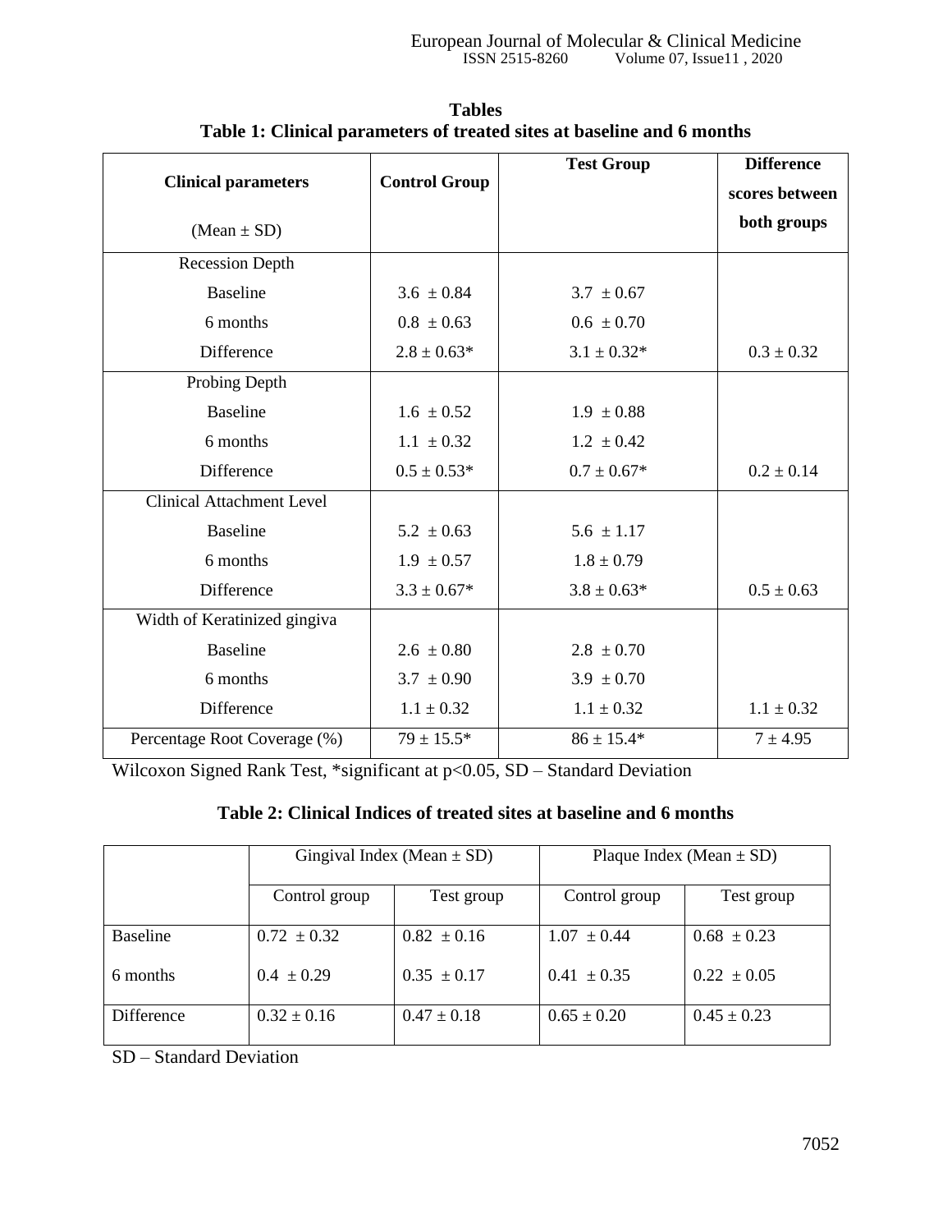## Tables

**Table 1: Clinical parameters of treated sites at baseline and 6 months**

| Clinical parameters (Mean ± SD) | Control Group | Test Group | Difference scores between both groups |
|---|---|---|---|
| Recession Depth | | | |
| Baseline | 3.6 ± 0.84 | 3.7 ± 0.67 | |
| 6 months | 0.8 ± 0.63 | 0.6 ± 0.70 | |
| Difference | 2.8 ± 0.63* | 3.1 ± 0.32* | 0.3 ± 0.32 |
| Probing Depth | | | |
| Baseline | 1.6 ± 0.52 | 1.9 ± 0.88 | |
| 6 months | 1.1 ± 0.32 | 1.2 ± 0.42 | |
| Difference | 0.5 ± 0.53* | 0.7 ± 0.67* | 0.2 ± 0.14 |
| Clinical Attachment Level | | | |
| Baseline | 5.2 ± 0.63 | 5.6 ± 1.17 | |
| 6 months | 1.9 ± 0.57 | 1.8 ± 0.79 | |
| Difference | 3.3 ± 0.67* | 3.8 ± 0.63* | 0.5 ± 0.63 |
| Width of Keratinized gingiva | | | |
| Baseline | 2.6 ± 0.80 | 2.8 ± 0.70 | |
| 6 months | 3.7 ± 0.90 | 3.9 ± 0.70 | |
| Difference | 1.1 ± 0.32 | 1.1 ± 0.32 | 1.1 ± 0.32 |
| Percentage Root Coverage (%) | 79 ± 15.5* | 86 ± 15.4* | 7 ± 4.95 |

Wilcoxon Signed Rank Test, *significant at $p<0.05$, SD – Standard Deviation

**Table 2: Clinical Indices of treated sites at baseline and 6 months**

| | Gingival Index (Mean ± SD) | | Plaque Index (Mean ± SD) | |
|---|---|---|---|---|
| | Control group | Test group | Control group | Test group |
| Baseline | 0.72 ± 0.32 | 0.82 ± 0.16 | 1.07 ± 0.44 | 0.68 ± 0.23 |
| 6 months | 0.4 ± 0.29 | 0.35 ± 0.17 | 0.41 ± 0.35 | 0.22 ± 0.05 |
| Difference | 0.32 ± 0.16 | 0.47 ± 0.18 | 0.65 ± 0.20 | 0.45 ± 0.23 |

SD – Standard Deviation